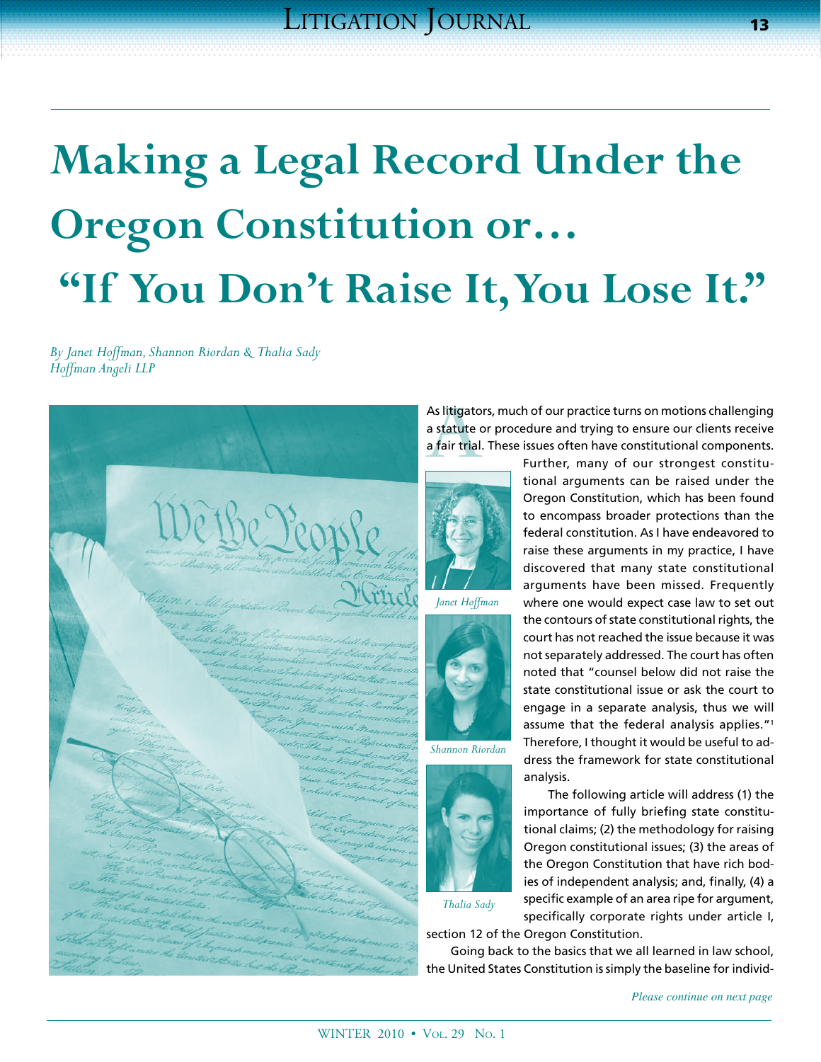# Making a Legal Record Under the Oregon Constitution or… "If You Don't Raise It, You Lose It."

*By Janet Hoffman, Shannon Riordan & Thalia Sady*
*Hoffman Angeli LLP*

As litigators, much of our practice turns on motions challenging a statute or procedure and trying to ensure our clients receive a fair trial. These issues often have constitutional components. Further, many of our strongest constitutional arguments can be raised under the Oregon Constitution, which has been found to encompass broader protections than the federal constitution. As I have endeavored to raise these arguments in my practice, I have discovered that many state constitutional arguments have been missed. Frequently where one would expect case law to set out the contours of state constitutional rights, the court has not reached the issue because it was not separately addressed. The court has often noted that "counsel below did not raise the state constitutional issue or ask the court to engage in a separate analysis, thus we will assume that the federal analysis applies."[1] Therefore, I thought it would be useful to address the framework for state constitutional analysis.

*Janet Hoffman*

*Shannon Riordan*

*Thalia Sady*

The following article will address (1) the importance of fully briefing state constitutional claims; (2) the methodology for raising Oregon constitutional issues; (3) the areas of the Oregon Constitution that have rich bodies of independent analysis; and, finally, (4) a specific example of an area ripe for argument, specifically corporate rights under article I, section 12 of the Oregon Constitution.

Going back to the basics that we all learned in law school, the United States Constitution is simply the baseline for individ-

*Please continue on next page*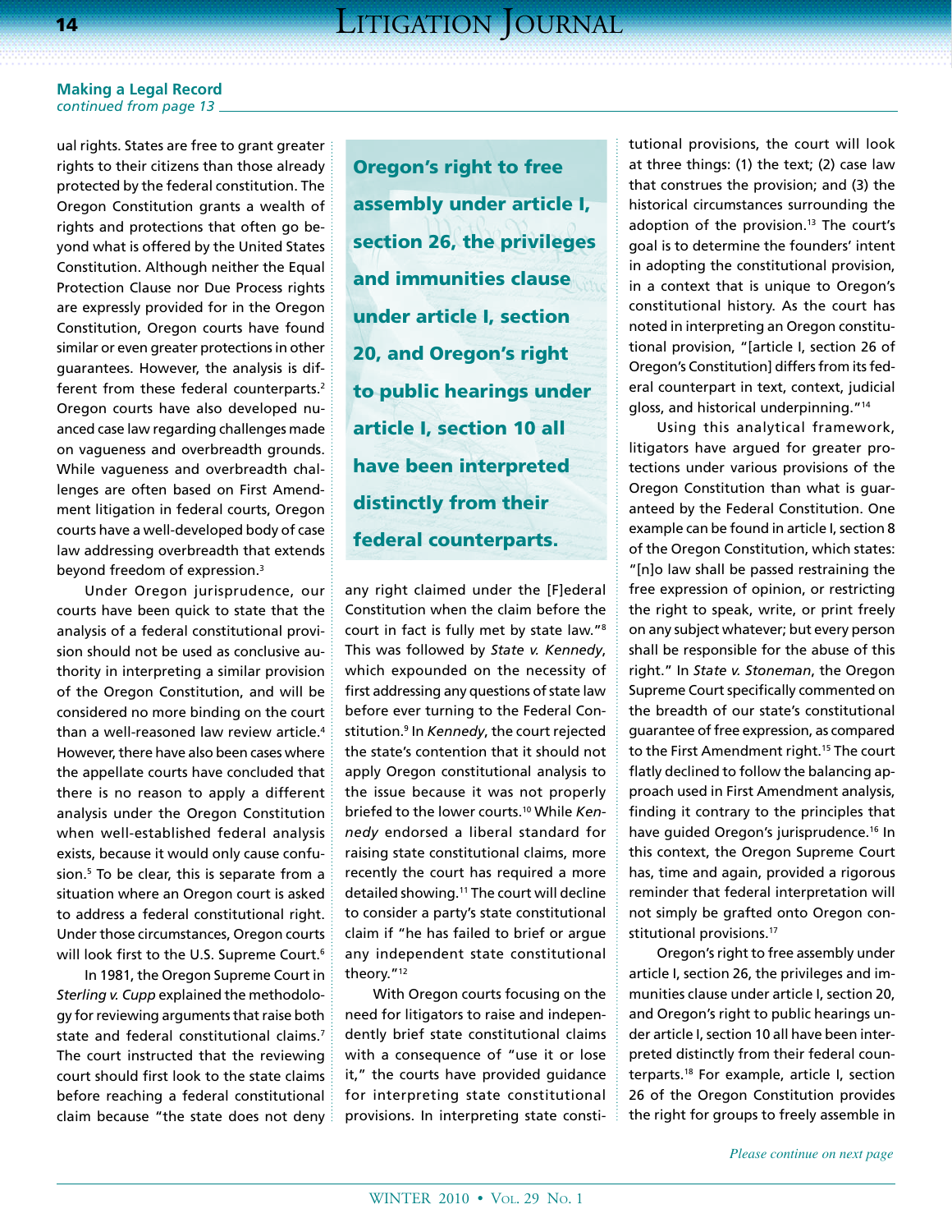**Making a Legal Record**
*continued from page 13*

ual rights. States are free to grant greater rights to their citizens than those already protected by the federal constitution. The Oregon Constitution grants a wealth of rights and protections that often go beyond what is offered by the United States Constitution. Although neither the Equal Protection Clause nor Due Process rights are expressly provided for in the Oregon Constitution, Oregon courts have found similar or even greater protections in other guarantees. However, the analysis is different from these federal counterparts.[2] Oregon courts have also developed nuanced case law regarding challenges made on vagueness and overbreadth grounds. While vagueness and overbreadth challenges are often based on First Amendment litigation in federal courts, Oregon courts have a well-developed body of case law addressing overbreadth that extends beyond freedom of expression.[3]

Under Oregon jurisprudence, our courts have been quick to state that the analysis of a federal constitutional provision should not be used as conclusive authority in interpreting a similar provision of the Oregon Constitution, and will be considered no more binding on the court than a well-reasoned law review article.[4] However, there have also been cases where the appellate courts have concluded that there is no reason to apply a different analysis under the Oregon Constitution when well-established federal analysis exists, because it would only cause confusion.[5] To be clear, this is separate from a situation where an Oregon court is asked to address a federal constitutional right. Under those circumstances, Oregon courts will look first to the U.S. Supreme Court.[6]

In 1981, the Oregon Supreme Court in *Sterling v. Cupp* explained the methodology for reviewing arguments that raise both state and federal constitutional claims.[7] The court instructed that the reviewing court should first look to the state claims before reaching a federal constitutional claim because "the state does not deny any right claimed under the [F]ederal Constitution when the claim before the court in fact is fully met by state law."[8] This was followed by *State v. Kennedy*, which expounded on the necessity of first addressing any questions of state law before ever turning to the Federal Constitution.[9] In *Kennedy*, the court rejected the state's contention that it should not apply Oregon constitutional analysis to the issue because it was not properly briefed to the lower courts.[10] While *Kennedy* endorsed a liberal standard for raising state constitutional claims, more recently the court has required a more detailed showing.[11] The court will decline to consider a party's state constitutional claim if "he has failed to brief or argue any independent state constitutional theory."[12]

With Oregon courts focusing on the need for litigators to raise and independently brief state constitutional claims with a consequence of "use it or lose it," the courts have provided guidance for interpreting state constitutional provisions. In interpreting state constitutional provisions, the court will look at three things: (1) the text; (2) case law that construes the provision; and (3) the historical circumstances surrounding the adoption of the provision.[13] The court's goal is to determine the founders' intent in adopting the constitutional provision, in a context that is unique to Oregon's constitutional history. As the court has noted in interpreting an Oregon constitutional provision, "[article I, section 26 of Oregon's Constitution] differs from its federal counterpart in text, context, judicial gloss, and historical underpinning."[14]

> **Oregon's right to free assembly under article I, section 26, the privileges and immunities clause under article I, section 20, and Oregon's right to public hearings under article I, section 10 all have been interpreted distinctly from their federal counterparts.**

Using this analytical framework, litigators have argued for greater protections under various provisions of the Oregon Constitution than what is guaranteed by the Federal Constitution. One example can be found in article I, section 8 of the Oregon Constitution, which states: "[n]o law shall be passed restraining the free expression of opinion, or restricting the right to speak, write, or print freely on any subject whatever; but every person shall be responsible for the abuse of this right." In *State v. Stoneman*, the Oregon Supreme Court specifically commented on the breadth of our state's constitutional guarantee of free expression, as compared to the First Amendment right.[15] The court flatly declined to follow the balancing approach used in First Amendment analysis, finding it contrary to the principles that have guided Oregon's jurisprudence.[16] In this context, the Oregon Supreme Court has, time and again, provided a rigorous reminder that federal interpretation will not simply be grafted onto Oregon constitutional provisions.[17]

Oregon's right to free assembly under article I, section 26, the privileges and immunities clause under article I, section 20, and Oregon's right to public hearings under article I, section 10 all have been interpreted distinctly from their federal counterparts.[18] For example, article I, section 26 of the Oregon Constitution provides the right for groups to freely assemble in

*Please continue on next page*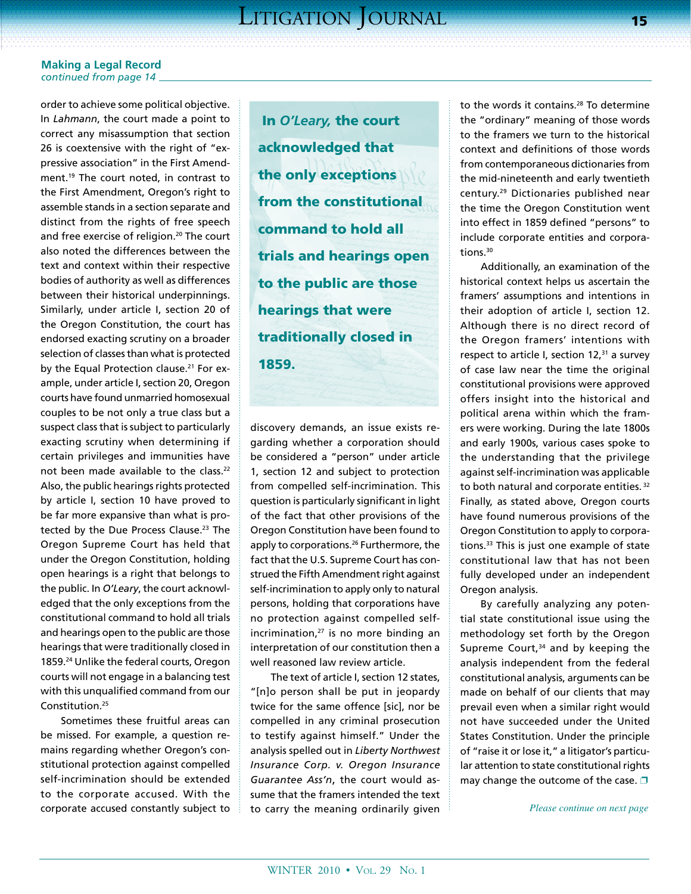**Making a Legal Record**
*continued from page 14*

order to achieve some political objective. In *Lahmann*, the court made a point to correct any misassumption that section 26 is coextensive with the right of "expressive association" in the First Amendment.[19] The court noted, in contrast to the First Amendment, Oregon's right to assemble stands in a section separate and distinct from the rights of free speech and free exercise of religion.[20] The court also noted the differences between the text and context within their respective bodies of authority as well as differences between their historical underpinnings. Similarly, under article I, section 20 of the Oregon Constitution, the court has endorsed exacting scrutiny on a broader selection of classes than what is protected by the Equal Protection clause.[21] For example, under article I, section 20, Oregon courts have found unmarried homosexual couples to be not only a true class but a suspect class that is subject to particularly exacting scrutiny when determining if certain privileges and immunities have not been made available to the class.[22] Also, the public hearings rights protected by article I, section 10 have proved to be far more expansive than what is protected by the Due Process Clause.[23] The Oregon Supreme Court has held that under the Oregon Constitution, holding open hearings is a right that belongs to the public. In *O'Leary*, the court acknowledged that the only exceptions from the constitutional command to hold all trials and hearings open to the public are those hearings that were traditionally closed in 1859.[24] Unlike the federal courts, Oregon courts will not engage in a balancing test with this unqualified command from our Constitution.[25]

**In *O'Leary,* the court acknowledged that the only exceptions from the constitutional command to hold all trials and hearings open to the public are those hearings that were traditionally closed in 1859.**

Sometimes these fruitful areas can be missed. For example, a question remains regarding whether Oregon's constitutional protection against compelled self-incrimination should be extended to the corporate accused. With the corporate accused constantly subject to discovery demands, an issue exists regarding whether a corporation should be considered a "person" under article 1, section 12 and subject to protection from compelled self-incrimination. This question is particularly significant in light of the fact that other provisions of the Oregon Constitution have been found to apply to corporations.[26] Furthermore, the fact that the U.S. Supreme Court has construed the Fifth Amendment right against self-incrimination to apply only to natural persons, holding that corporations have no protection against compelled self-incrimination,[27] is no more binding an interpretation of our constitution then a well reasoned law review article.

The text of article I, section 12 states, "[n]o person shall be put in jeopardy twice for the same offence [sic], nor be compelled in any criminal prosecution to testify against himself." Under the analysis spelled out in *Liberty Northwest Insurance Corp. v. Oregon Insurance Guarantee Ass'n*, the court would assume that the framers intended the text to carry the meaning ordinarily given to the words it contains.[28] To determine the "ordinary" meaning of those words to the framers we turn to the historical context and definitions of those words from contemporaneous dictionaries from the mid-nineteenth and early twentieth century.[29] Dictionaries published near the time the Oregon Constitution went into effect in 1859 defined "persons" to include corporate entities and corporations.[30]

Additionally, an examination of the historical context helps us ascertain the framers' assumptions and intentions in their adoption of article I, section 12. Although there is no direct record of the Oregon framers' intentions with respect to article I, section 12,[31] a survey of case law near the time the original constitutional provisions were approved offers insight into the historical and political arena within which the framers were working. During the late 1800s and early 1900s, various cases spoke to the understanding that the privilege against self-incrimination was applicable to both natural and corporate entities. [32] Finally, as stated above, Oregon courts have found numerous provisions of the Oregon Constitution to apply to corporations.[33] This is just one example of state constitutional law that has not been fully developed under an independent Oregon analysis.

By carefully analyzing any potential state constitutional issue using the methodology set forth by the Oregon Supreme Court,[34] and by keeping the analysis independent from the federal constitutional analysis, arguments can be made on behalf of our clients that may prevail even when a similar right would not have succeeded under the United States Constitution. Under the principle of "raise it or lose it," a litigator's particular attention to state constitutional rights may change the outcome of the case. ❐

*Please continue on next page*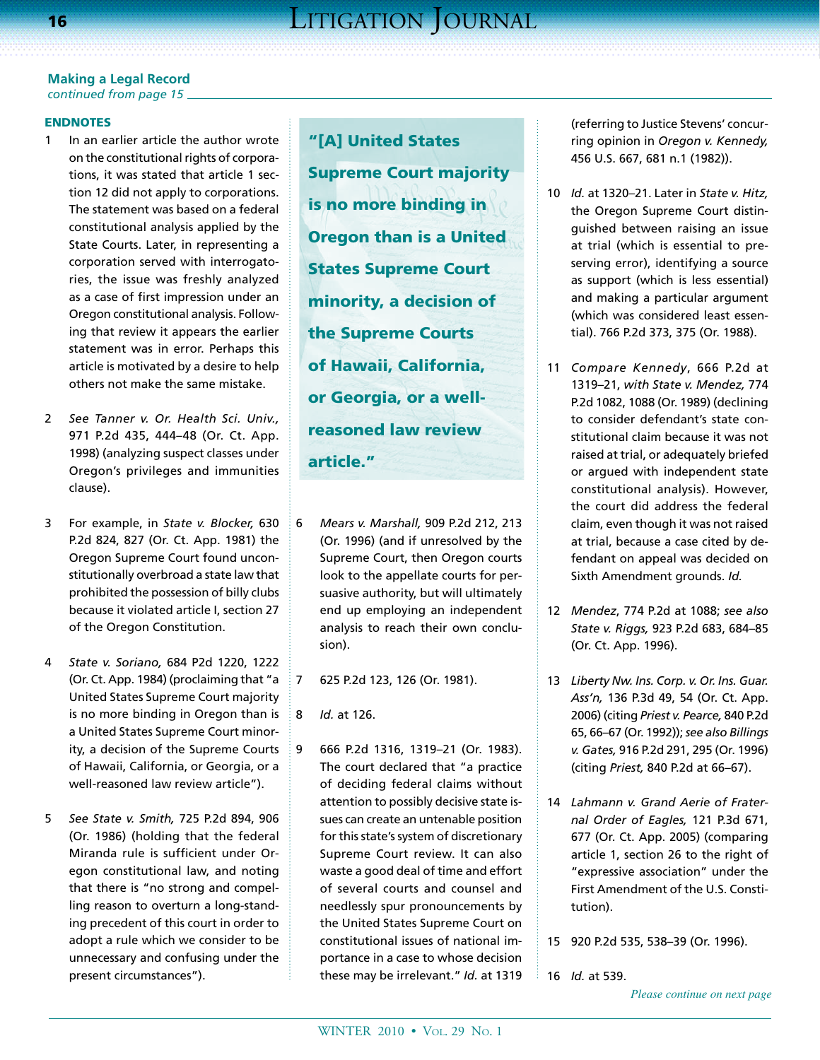**Making a Legal Record**
*continued from page 15*

### ENDNOTES

1. In an earlier article the author wrote on the constitutional rights of corporations, it was stated that article 1 section 12 did not apply to corporations. The statement was based on a federal constitutional analysis applied by the State Courts. Later, in representing a corporation served with interrogatories, the issue was freshly analyzed as a case of first impression under an Oregon constitutional analysis. Following that review it appears the earlier statement was in error. Perhaps this article is motivated by a desire to help others not make the same mistake.

2. *See Tanner v. Or. Health Sci. Univ.,* 971 P.2d 435, 444–48 (Or. Ct. App. 1998) (analyzing suspect classes under Oregon's privileges and immunities clause).

3. For example, in *State v. Blocker,* 630 P.2d 824, 827 (Or. Ct. App. 1981) the Oregon Supreme Court found unconstitutionally overbroad a state law that prohibited the possession of billy clubs because it violated article I, section 27 of the Oregon Constitution.

4. *State v. Soriano,* 684 P2d 1220, 1222 (Or. Ct. App. 1984) (proclaiming that "a United States Supreme Court majority is no more binding in Oregon than is a United States Supreme Court minority, a decision of the Supreme Courts of Hawaii, California, or Georgia, or a well-reasoned law review article").

5. *See State v. Smith,* 725 P.2d 894, 906 (Or. 1986) (holding that the federal Miranda rule is sufficient under Oregon constitutional law, and noting that there is "no strong and compelling reason to overturn a long-standing precedent of this court in order to adopt a rule which we consider to be unnecessary and confusing under the present circumstances").

> **"[A] United States Supreme Court majority is no more binding in Oregon than is a United States Supreme Court minority, a decision of the Supreme Courts of Hawaii, California, or Georgia, or a well-reasoned law review article."**

6. *Mears v. Marshall,* 909 P.2d 212, 213 (Or. 1996) (and if unresolved by the Supreme Court, then Oregon courts look to the appellate courts for persuasive authority, but will ultimately end up employing an independent analysis to reach their own conclusion).

7. 625 P.2d 123, 126 (Or. 1981).

8. *Id.* at 126.

9. 666 P.2d 1316, 1319–21 (Or. 1983). The court declared that "a practice of deciding federal claims without attention to possibly decisive state issues can create an untenable position for this state's system of discretionary Supreme Court review. It can also waste a good deal of time and effort of several courts and counsel and needlessly spur pronouncements by the United States Supreme Court on constitutional issues of national importance in a case to whose decision these may be irrelevant." *Id.* at 1319 (referring to Justice Stevens' concurring opinion in *Oregon v. Kennedy,* 456 U.S. 667, 681 n.1 (1982)).

10. *Id.* at 1320–21. Later in *State v. Hitz,* the Oregon Supreme Court distinguished between raising an issue at trial (which is essential to preserving error), identifying a source as support (which is less essential) and making a particular argument (which was considered least essential). 766 P.2d 373, 375 (Or. 1988).

11. *Compare Kennedy*, 666 P.2d at 1319–21, *with State v. Mendez,* 774 P.2d 1082, 1088 (Or. 1989) (declining to consider defendant's state constitutional claim because it was not raised at trial, or adequately briefed or argued with independent state constitutional analysis). However, the court did address the federal claim, even though it was not raised at trial, because a case cited by defendant on appeal was decided on Sixth Amendment grounds. *Id.*

12. *Mendez*, 774 P.2d at 1088; *see also State v. Riggs,* 923 P.2d 683, 684–85 (Or. Ct. App. 1996).

13. *Liberty Nw. Ins. Corp. v. Or. Ins. Guar. Ass'n,* 136 P.3d 49, 54 (Or. Ct. App. 2006) (citing *Priest v. Pearce,* 840 P.2d 65, 66–67 (Or. 1992)); *see also Billings v. Gates,* 916 P.2d 291, 295 (Or. 1996) (citing *Priest,* 840 P.2d at 66–67).

14. *Lahmann v. Grand Aerie of Fraternal Order of Eagles,* 121 P.3d 671, 677 (Or. Ct. App. 2005) (comparing article 1, section 26 to the right of "expressive association" under the First Amendment of the U.S. Constitution).

15. 920 P.2d 535, 538–39 (Or. 1996).

16. *Id.* at 539.

*Please continue on next page*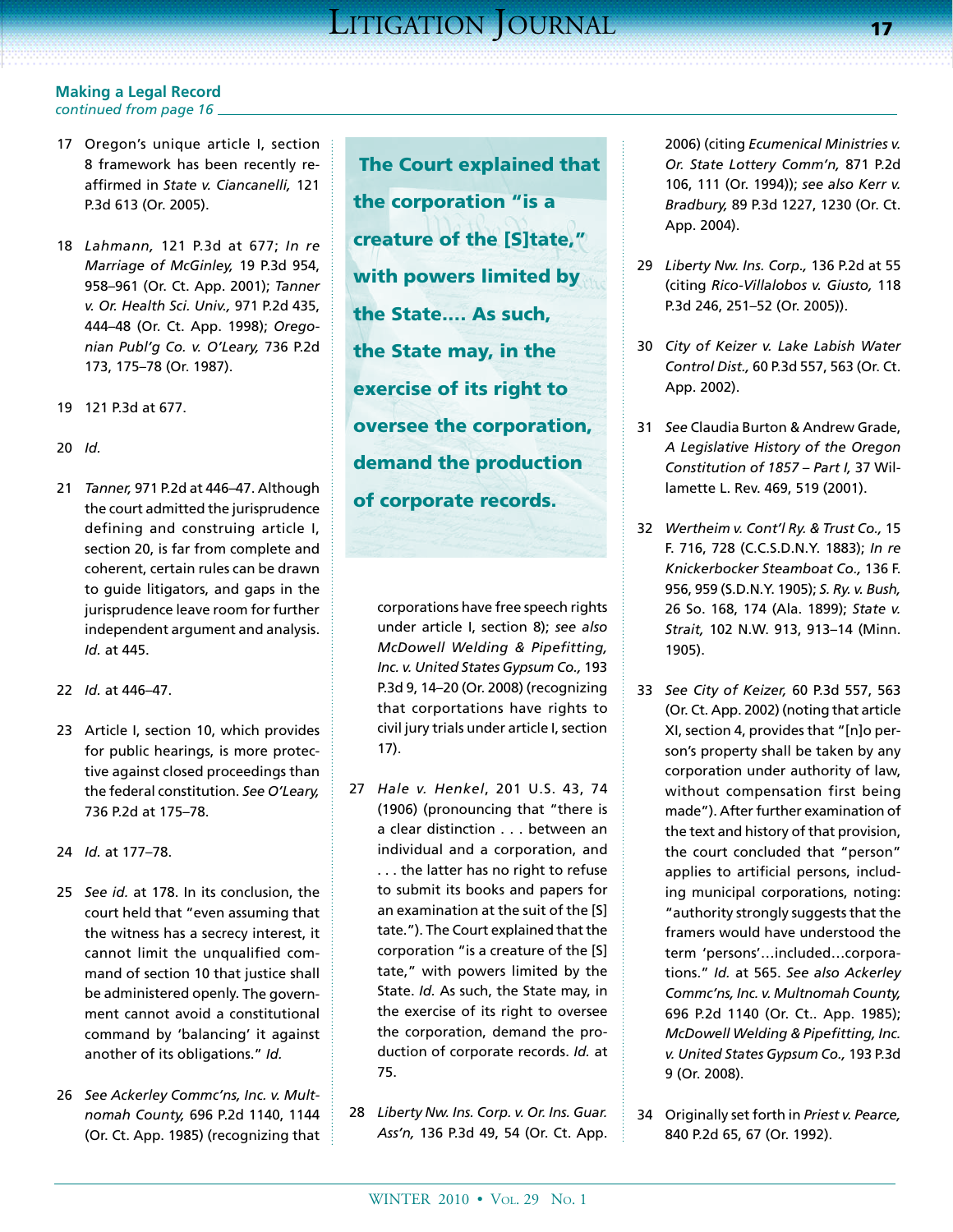**Making a Legal Record**
*continued from page 16*

17 Oregon's unique article I, section 8 framework has been recently reaffirmed in *State v. Ciancanelli,* 121 P.3d 613 (Or. 2005).

18 *Lahmann,* 121 P.3d at 677; *In re Marriage of McGinley,* 19 P.3d 954, 958–961 (Or. Ct. App. 2001); *Tanner v. Or. Health Sci. Univ.,* 971 P.2d 435, 444–48 (Or. Ct. App. 1998); *Oregonian Publ'g Co. v. O'Leary,* 736 P.2d 173, 175–78 (Or. 1987).

19 121 P.3d at 677.

20 *Id.*

21 *Tanner,* 971 P.2d at 446–47. Although the court admitted the jurisprudence defining and construing article I, section 20, is far from complete and coherent, certain rules can be drawn to guide litigators, and gaps in the jurisprudence leave room for further independent argument and analysis. *Id.* at 445.

22 *Id.* at 446–47.

23 Article I, section 10, which provides for public hearings, is more protective against closed proceedings than the federal constitution. *See O'Leary,* 736 P.2d at 175–78.

24 *Id.* at 177–78.

25 *See id.* at 178. In its conclusion, the court held that "even assuming that the witness has a secrecy interest, it cannot limit the unqualified command of section 10 that justice shall be administered openly. The government cannot avoid a constitutional command by 'balancing' it against another of its obligations." *Id.*

26 *See Ackerley Commc'ns, Inc. v. Multnomah County,* 696 P.2d 1140, 1144 (Or. Ct. App. 1985) (recognizing that corporations have free speech rights under article I, section 8); *see also McDowell Welding & Pipefitting, Inc. v. United States Gypsum Co.,* 193 P.3d 9, 14–20 (Or. 2008) (recognizing that corportations have rights to civil jury trials under article I, section 17).

**The Court explained that the corporation "is a creature of the [S]tate," with powers limited by the State.... As such, the State may, in the exercise of its right to oversee the corporation, demand the production of corporate records.**

27 *Hale v. Henkel*, 201 U.S. 43, 74 (1906) (pronouncing that "there is a clear distinction . . . between an individual and a corporation, and . . . the latter has no right to refuse to submit its books and papers for an examination at the suit of the [S]tate."). The Court explained that the corporation "is a creature of the [S]tate," with powers limited by the State. *Id.* As such, the State may, in the exercise of its right to oversee the corporation, demand the production of corporate records. *Id.* at 75.

28 *Liberty Nw. Ins. Corp. v. Or. Ins. Guar. Ass'n,* 136 P.3d 49, 54 (Or. Ct. App. 2006) (citing *Ecumenical Ministries v. Or. State Lottery Comm'n,* 871 P.2d 106, 111 (Or. 1994)); *see also Kerr v. Bradbury,* 89 P.3d 1227, 1230 (Or. Ct. App. 2004).

29 *Liberty Nw. Ins. Corp.,* 136 P.2d at 55 (citing *Rico-Villalobos v. Giusto,* 118 P.3d 246, 251–52 (Or. 2005)).

30 *City of Keizer v. Lake Labish Water Control Dist.,* 60 P.3d 557, 563 (Or. Ct. App. 2002).

31 *See* Claudia Burton & Andrew Grade, *A Legislative History of the Oregon Constitution of 1857 – Part I,* 37 Willamette L. Rev. 469, 519 (2001).

32 *Wertheim v. Cont'l Ry. & Trust Co.,* 15 F. 716, 728 (C.C.S.D.N.Y. 1883); *In re Knickerbocker Steamboat Co.,* 136 F. 956, 959 (S.D.N.Y. 1905); *S. Ry. v. Bush,* 26 So. 168, 174 (Ala. 1899); *State v. Strait,* 102 N.W. 913, 913–14 (Minn. 1905).

33 *See City of Keizer,* 60 P.3d 557, 563 (Or. Ct. App. 2002) (noting that article XI, section 4, provides that "[n]o person's property shall be taken by any corporation under authority of law, without compensation first being made"). After further examination of the text and history of that provision, the court concluded that "person" applies to artificial persons, including municipal corporations, noting: "authority strongly suggests that the framers would have understood the term 'persons'…included…corporations." *Id.* at 565. *See also Ackerley Commc'ns, Inc. v. Multnomah County,* 696 P.2d 1140 (Or. Ct.. App. 1985); *McDowell Welding & Pipefitting, Inc. v. United States Gypsum Co.,* 193 P.3d 9 (Or. 2008).

34 Originally set forth in *Priest v. Pearce,* 840 P.2d 65, 67 (Or. 1992).